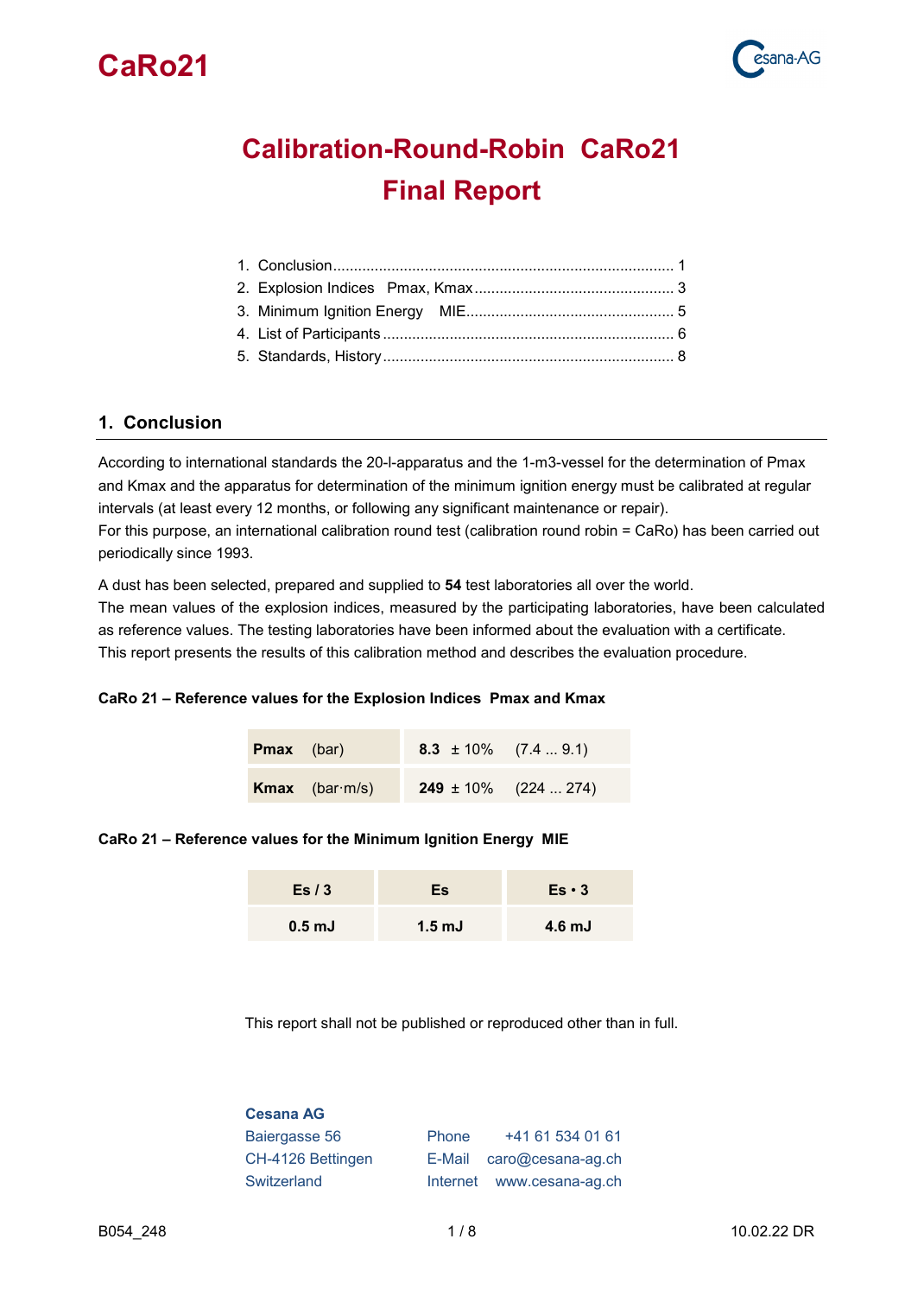# Calibration-Round-Robin CaRo21
# Final Report

1. Conclusion ........................................................................ 1
2. Explosion Indices Pmax, Kmax ........................................ 3
3. Minimum Ignition Energy MIE ......................................... 5
4. List of Participants ............................................................ 6
5. Standards, History ............................................................ 8

## 1. Conclusion

According to international standards the 20-l-apparatus and the 1-m3-vessel for the determination of Pmax and Kmax and the apparatus for determination of the minimum ignition energy must be calibrated at regular intervals (at least every 12 months, or following any significant maintenance or repair).
For this purpose, an international calibration round test (calibration round robin = CaRo) has been carried out periodically since 1993.

A dust has been selected, prepared and supplied to **54** test laboratories all over the world.
The mean values of the explosion indices, measured by the participating laboratories, have been calculated as reference values. The testing laboratories have been informed about the evaluation with a certificate.
This report presents the results of this calibration method and describes the evaluation procedure.

**CaRo 21 – Reference values for the Explosion Indices Pmax and Kmax**

| | |
|---|---|
| **Pmax** (bar) | **8.3** ± 10% (7.4 ... 9.1) |
| **Kmax** (bar·m/s) | **249** ± 10% (224 ... 274) |

**CaRo 21 – Reference values for the Minimum Ignition Energy MIE**

| Es / 3 | Es | Es • 3 |
|---|---|---|
| 0.5 mJ | 1.5 mJ | 4.6 mJ |

This report shall not be published or reproduced other than in full.

**Cesana AG**
Baiergasse 56
CH-4126 Bettingen
Switzerland

Phone +41 61 534 01 61
E-Mail caro@cesana-ag.ch
Internet www.cesana-ag.ch

B054_248 10.02.22 DR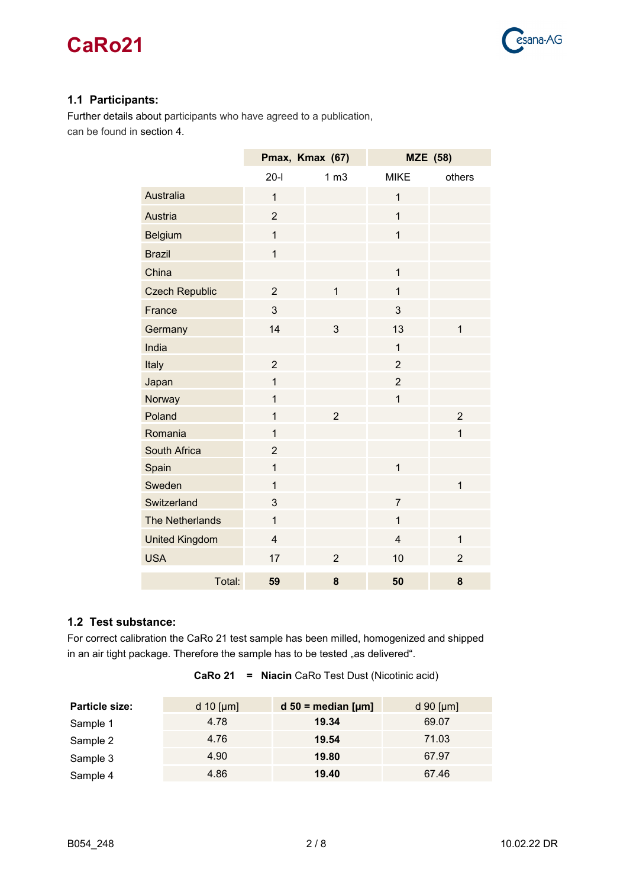## 1.1 Participants:

Further details about participants who have agreed to a publication, can be found in section 4.

| | Pmax, Kmax (67) | | MZE (58) | |
|---|---|---|---|---|
| | 20-l | 1 m3 | MIKE | others |
| Australia | 1 | | 1 | |
| Austria | 2 | | 1 | |
| Belgium | 1 | | 1 | |
| Brazil | 1 | | | |
| China | | | 1 | |
| Czech Republic | 2 | 1 | 1 | |
| France | 3 | | 3 | |
| Germany | 14 | 3 | 13 | 1 |
| India | | | 1 | |
| Italy | 2 | | 2 | |
| Japan | 1 | | 2 | |
| Norway | 1 | | 1 | |
| Poland | 1 | 2 | | 2 |
| Romania | 1 | | | 1 |
| South Africa | 2 | | | |
| Spain | 1 | | 1 | |
| Sweden | 1 | | | 1 |
| Switzerland | 3 | | 7 | |
| The Netherlands | 1 | | 1 | |
| United Kingdom | 4 | | 4 | 1 |
| USA | 17 | 2 | 10 | 2 |
| Total: | **59** | **8** | **50** | **8** |

## 1.2 Test substance:

For correct calibration the CaRo 21 test sample has been milled, homogenized and shipped in an air tight package. Therefore the sample has to be tested „as delivered“.

**CaRo 21 = Niacin** CaRo Test Dust (Nicotinic acid)

| **Particle size:** | d 10 [µm] | **d 50 = median [µm]** | d 90 [µm] |
|---|---|---|---|
| Sample 1 | 4.78 | **19.34** | 69.07 |
| Sample 2 | 4.76 | **19.54** | 71.03 |
| Sample 3 | 4.90 | **19.80** | 67.97 |
| Sample 4 | 4.86 | **19.40** | 67.46 |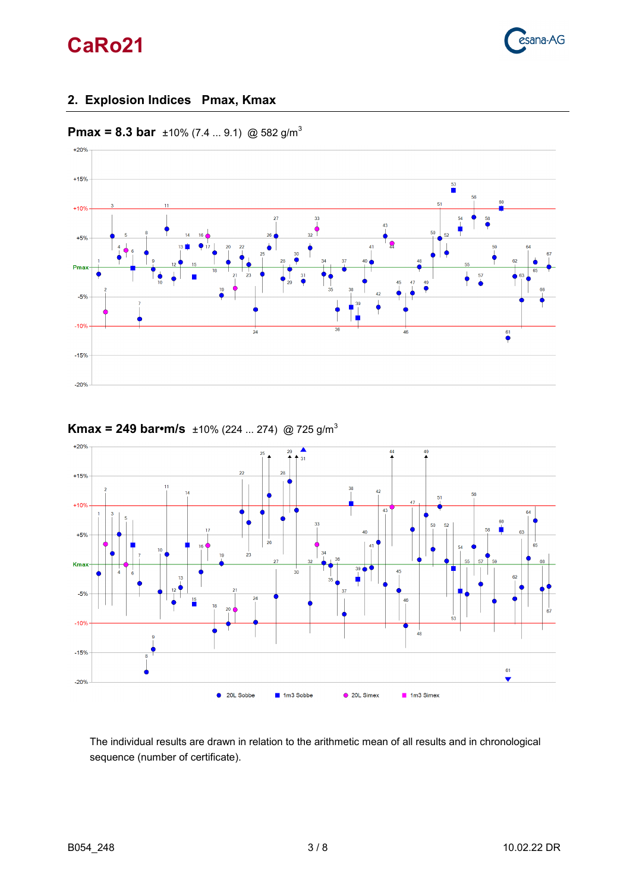## 2. Explosion Indices Pmax, Kmax

**Pmax = 8.3 bar** ±10% (7.4 ... 9.1) @ 582 g/m³

**Kmax = 249 bar•m/s** ±10% (224 ... 274) @ 725 g/m³

● 20L Sobbe ■ 1m3 Sobbe ● 20L Simex ■ 1m3 Simex

The individual results are drawn in relation to the arithmetic mean of all results and in chronological sequence (number of certificate).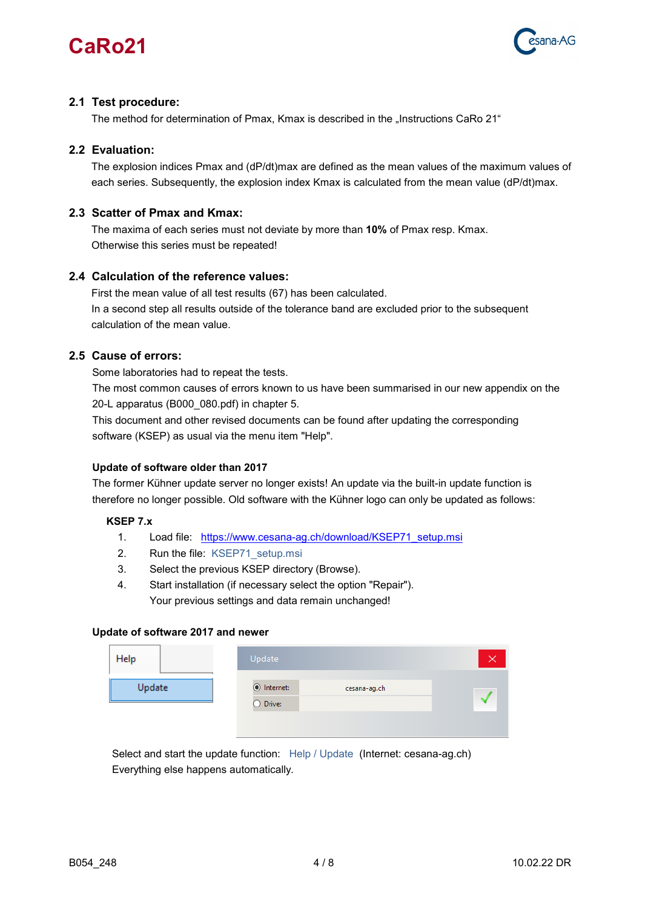## 2.1 Test procedure:

The method for determination of Pmax, Kmax is described in the „Instructions CaRo 21“

## 2.2 Evaluation:

The explosion indices Pmax and (dP/dt)max are defined as the mean values of the maximum values of each series. Subsequently, the explosion index Kmax is calculated from the mean value (dP/dt)max.

## 2.3 Scatter of Pmax and Kmax:

The maxima of each series must not deviate by more than **10%** of Pmax resp. Kmax.
Otherwise this series must be repeated!

## 2.4 Calculation of the reference values:

First the mean value of all test results (67) has been calculated.
In a second step all results outside of the tolerance band are excluded prior to the subsequent calculation of the mean value.

## 2.5 Cause of errors:

Some laboratories had to repeat the tests.
The most common causes of errors known to us have been summarised in our new appendix on the 20-L apparatus (B000_080.pdf) in chapter 5.
This document and other revised documents can be found after updating the corresponding software (KSEP) as usual via the menu item "Help".

**Update of software older than 2017**

The former Kühner update server no longer exists! An update via the built-in update function is therefore no longer possible. Old software with the Kühner logo can only be updated as follows:

**KSEP 7.x**

1. Load file: https://www.cesana-ag.ch/download/KSEP71_setup.msi
2. Run the file: KSEP71_setup.msi
3. Select the previous KSEP directory (Browse).
4. Start installation (if necessary select the option "Repair").
   Your previous settings and data remain unchanged!

**Update of software 2017 and newer**

Help | Update

Update: Internet: cesana-ag.ch / Drive:

Select and start the update function: Help / Update (Internet: cesana-ag.ch)
Everything else happens automatically.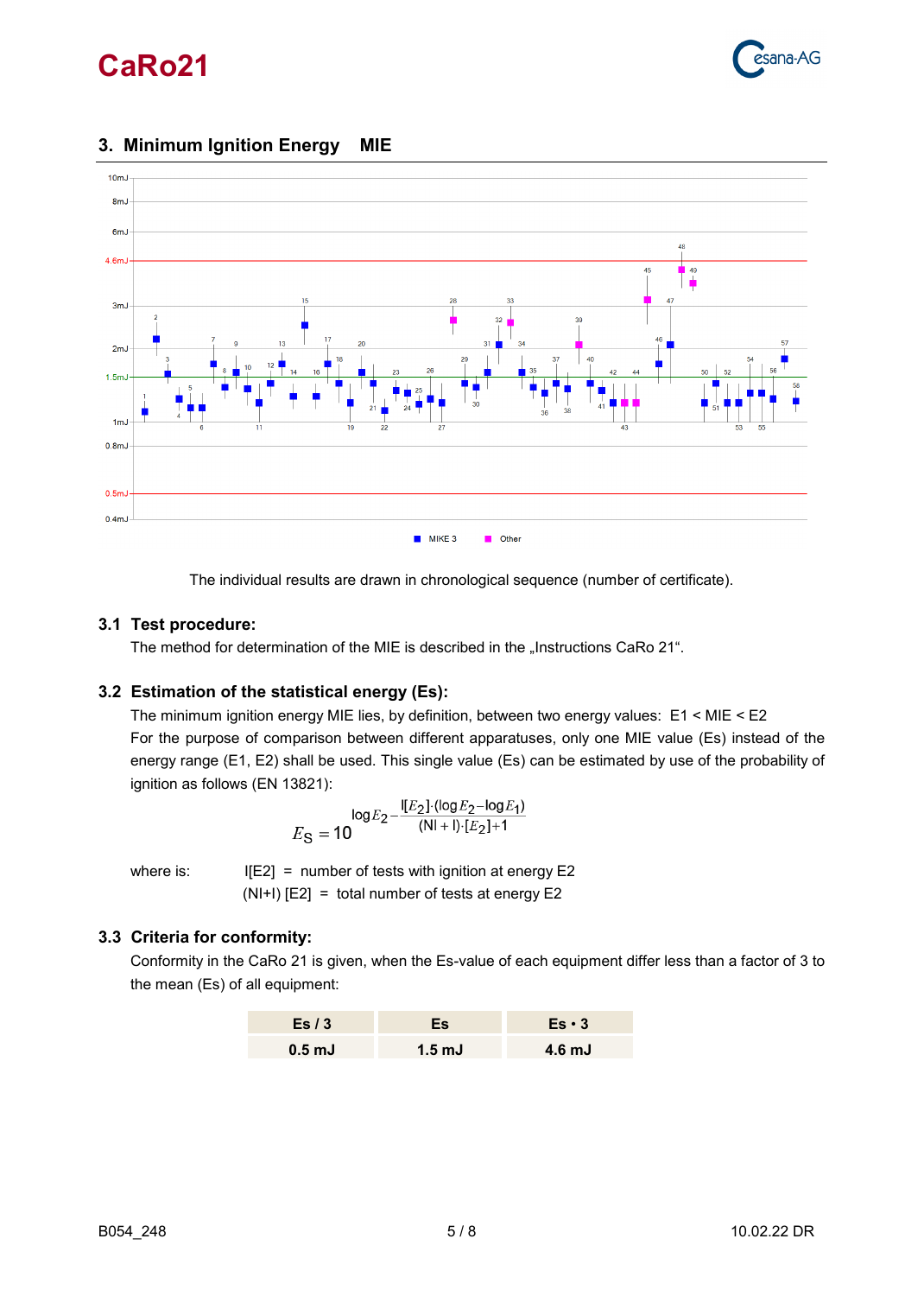## 3. Minimum Ignition Energy MIE

The individual results are drawn in chronological sequence (number of certificate).

### 3.1 Test procedure:

The method for determination of the MIE is described in the „Instructions CaRo 21“.

### 3.2 Estimation of the statistical energy (Es):

The minimum ignition energy MIE lies, by definition, between two energy values: E1 < MIE < E2
For the purpose of comparison between different apparatuses, only one MIE value (Es) instead of the energy range (E1, E2) shall be used. This single value (Es) can be estimated by use of the probability of ignition as follows (EN 13821):

$$E_S = 10^{\log E_2 - \frac{I[E_2]\cdot(\log E_2 - \log E_1)}{(NI+I)\cdot[E_2]+1}}$$

where is: I[E2] = number of tests with ignition at energy E2
(NI+I) [E2] = total number of tests at energy E2

### 3.3 Criteria for conformity:

Conformity in the CaRo 21 is given, when the Es-value of each equipment differ less than a factor of 3 to the mean (Es) of all equipment:

| Es / 3 | Es | Es • 3 |
|---|---|---|
| 0.5 mJ | 1.5 mJ | 4.6 mJ |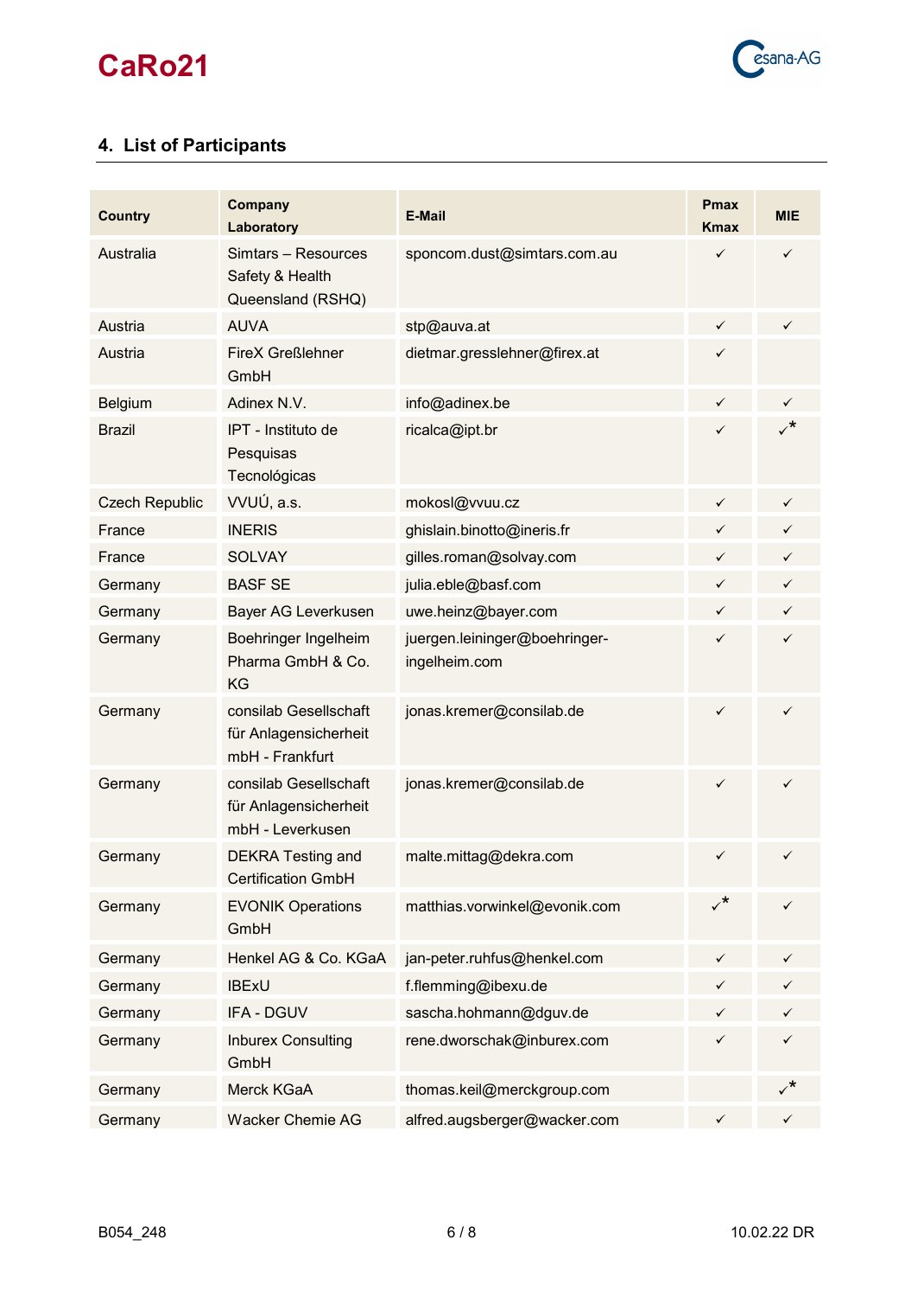## 4. List of Participants

| Country | Company Laboratory | E-Mail | Pmax Kmax | MIE |
|---|---|---|---|---|
| Australia | Simtars – Resources Safety & Health Queensland (RSHQ) | sponcom.dust@simtars.com.au | ✓ | ✓ |
| Austria | AUVA | stp@auva.at | ✓ | ✓ |
| Austria | FireX Greßlehner GmbH | dietmar.gresslehner@firex.at | ✓ | |
| Belgium | Adinex N.V. | info@adinex.be | ✓ | ✓ |
| Brazil | IPT - Instituto de Pesquisas Tecnológicas | ricalca@ipt.br | ✓ | ✓* |
| Czech Republic | VVUÚ, a.s. | mokosl@vvuu.cz | ✓ | ✓ |
| France | INERIS | ghislain.binotto@ineris.fr | ✓ | ✓ |
| France | SOLVAY | gilles.roman@solvay.com | ✓ | ✓ |
| Germany | BASF SE | julia.eble@basf.com | ✓ | ✓ |
| Germany | Bayer AG Leverkusen | uwe.heinz@bayer.com | ✓ | ✓ |
| Germany | Boehringer Ingelheim Pharma GmbH & Co. KG | juergen.leininger@boehringer-ingelheim.com | ✓ | ✓ |
| Germany | consilab Gesellschaft für Anlagensicherheit mbH - Frankfurt | jonas.kremer@consilab.de | ✓ | ✓ |
| Germany | consilab Gesellschaft für Anlagensicherheit mbH - Leverkusen | jonas.kremer@consilab.de | ✓ | ✓ |
| Germany | DEKRA Testing and Certification GmbH | malte.mittag@dekra.com | ✓ | ✓ |
| Germany | EVONIK Operations GmbH | matthias.vorwinkel@evonik.com | ✓* | ✓ |
| Germany | Henkel AG & Co. KGaA | jan-peter.ruhfus@henkel.com | ✓ | ✓ |
| Germany | IBExU | f.flemming@ibexu.de | ✓ | ✓ |
| Germany | IFA - DGUV | sascha.hohmann@dguv.de | ✓ | ✓ |
| Germany | Inburex Consulting GmbH | rene.dworschak@inburex.com | ✓ | ✓ |
| Germany | Merck KGaA | thomas.keil@merckgroup.com | | ✓* |
| Germany | Wacker Chemie AG | alfred.augsberger@wacker.com | ✓ | ✓ |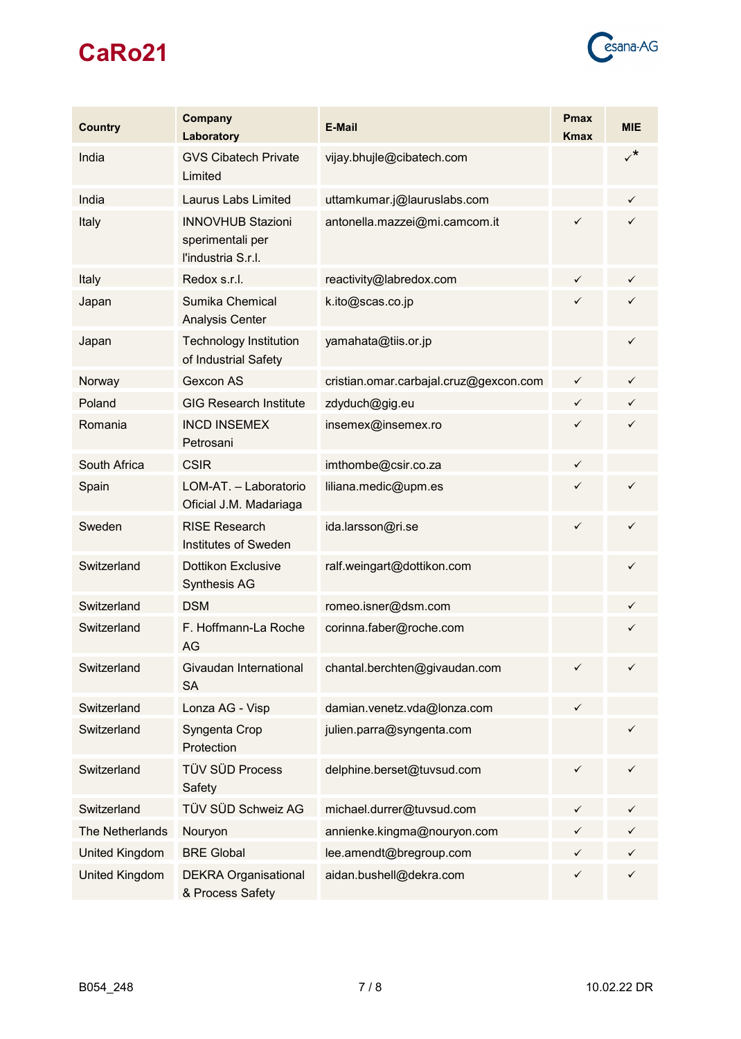| Country | Company Laboratory | E-Mail | Pmax Kmax | MIE |
|---|---|---|---|---|
| India | GVS Cibatech Private Limited | vijay.bhujle@cibatech.com | | ✓* |
| India | Laurus Labs Limited | uttamkumar.j@lauruslabs.com | | ✓ |
| Italy | INNOVHUB Stazioni sperimentali per l'industria S.r.l. | antonella.mazzei@mi.camcom.it | ✓ | ✓ |
| Italy | Redox s.r.l. | reactivity@labredox.com | ✓ | ✓ |
| Japan | Sumika Chemical Analysis Center | k.ito@scas.co.jp | ✓ | ✓ |
| Japan | Technology Institution of Industrial Safety | yamahata@tiis.or.jp | | ✓ |
| Norway | Gexcon AS | cristian.omar.carbajal.cruz@gexcon.com | ✓ | ✓ |
| Poland | GIG Research Institute | zdyduch@gig.eu | ✓ | ✓ |
| Romania | INCD INSEMEX Petrosani | insemex@insemex.ro | ✓ | ✓ |
| South Africa | CSIR | imthombe@csir.co.za | ✓ | |
| Spain | LOM-AT. – Laboratorio Oficial J.M. Madariaga | liliana.medic@upm.es | ✓ | ✓ |
| Sweden | RISE Research Institutes of Sweden | ida.larsson@ri.se | ✓ | ✓ |
| Switzerland | Dottikon Exclusive Synthesis AG | ralf.weingart@dottikon.com | | ✓ |
| Switzerland | DSM | romeo.isner@dsm.com | | ✓ |
| Switzerland | F. Hoffmann-La Roche AG | corinna.faber@roche.com | | ✓ |
| Switzerland | Givaudan International SA | chantal.berchten@givaudan.com | ✓ | ✓ |
| Switzerland | Lonza AG - Visp | damian.venetz.vda@lonza.com | ✓ | |
| Switzerland | Syngenta Crop Protection | julien.parra@syngenta.com | | ✓ |
| Switzerland | TÜV SÜD Process Safety | delphine.berset@tuvsud.com | ✓ | ✓ |
| Switzerland | TÜV SÜD Schweiz AG | michael.durrer@tuvsud.com | ✓ | ✓ |
| The Netherlands | Nouryon | annienke.kingma@nouryon.com | ✓ | ✓ |
| United Kingdom | BRE Global | lee.amendt@bregroup.com | ✓ | ✓ |
| United Kingdom | DEKRA Organisational & Process Safety | aidan.bushell@dekra.com | ✓ | ✓ |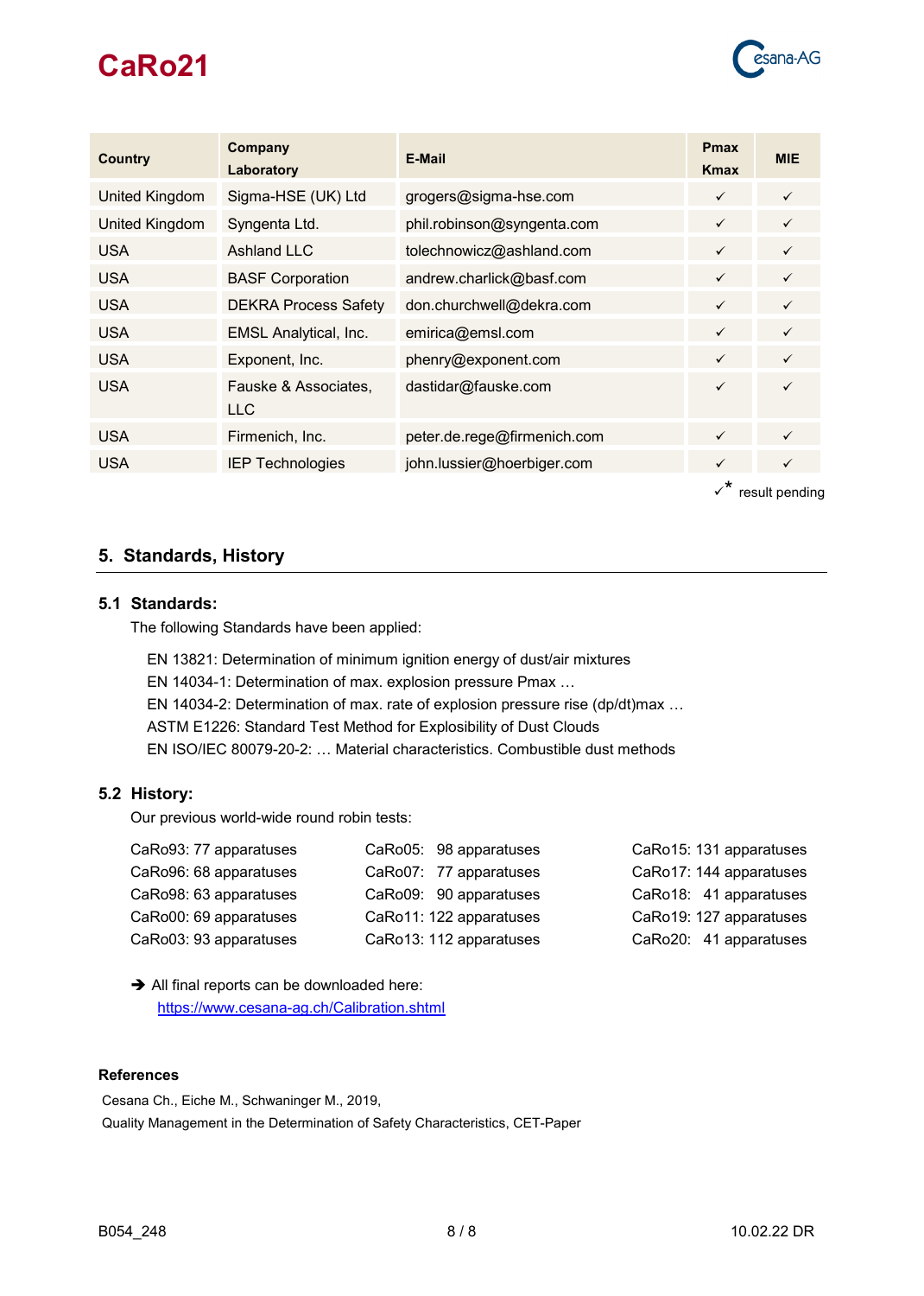| Country | Company Laboratory | E-Mail | Pmax Kmax | MIE |
|---|---|---|---|---|
| United Kingdom | Sigma-HSE (UK) Ltd | grogers@sigma-hse.com | ✓ | ✓ |
| United Kingdom | Syngenta Ltd. | phil.robinson@syngenta.com | ✓ | ✓ |
| USA | Ashland LLC | tolechnowicz@ashland.com | ✓ | ✓ |
| USA | BASF Corporation | andrew.charlick@basf.com | ✓ | ✓ |
| USA | DEKRA Process Safety | don.churchwell@dekra.com | ✓ | ✓ |
| USA | EMSL Analytical, Inc. | emirica@emsl.com | ✓ | ✓ |
| USA | Exponent, Inc. | phenry@exponent.com | ✓ | ✓ |
| USA | Fauske & Associates, LLC | dastidar@fauske.com | ✓ | ✓ |
| USA | Firmenich, Inc. | peter.de.rege@firmenich.com | ✓ | ✓ |
| USA | IEP Technologies | john.lussier@hoerbiger.com | ✓ | ✓ |

✓* result pending

## 5. Standards, History

### 5.1 Standards:

The following Standards have been applied:

EN 13821: Determination of minimum ignition energy of dust/air mixtures
EN 14034-1: Determination of max. explosion pressure Pmax …
EN 14034-2: Determination of max. rate of explosion pressure rise (dp/dt)max …
ASTM E1226: Standard Test Method for Explosibility of Dust Clouds
EN ISO/IEC 80079-20-2: … Material characteristics. Combustible dust methods

### 5.2 History:

Our previous world-wide round robin tests:

CaRo93: 77 apparatuses
CaRo96: 68 apparatuses
CaRo98: 63 apparatuses
CaRo00: 69 apparatuses
CaRo03: 93 apparatuses
CaRo05: 98 apparatuses
CaRo07: 77 apparatuses
CaRo09: 90 apparatuses
CaRo11: 122 apparatuses
CaRo13: 112 apparatuses
CaRo15: 131 apparatuses
CaRo17: 144 apparatuses
CaRo18: 41 apparatuses
CaRo19: 127 apparatuses
CaRo20: 41 apparatuses

➔ All final reports can be downloaded here:
https://www.cesana-ag.ch/Calibration.shtml

**References**

Cesana Ch., Eiche M., Schwaninger M., 2019,
Quality Management in the Determination of Safety Characteristics, CET-Paper